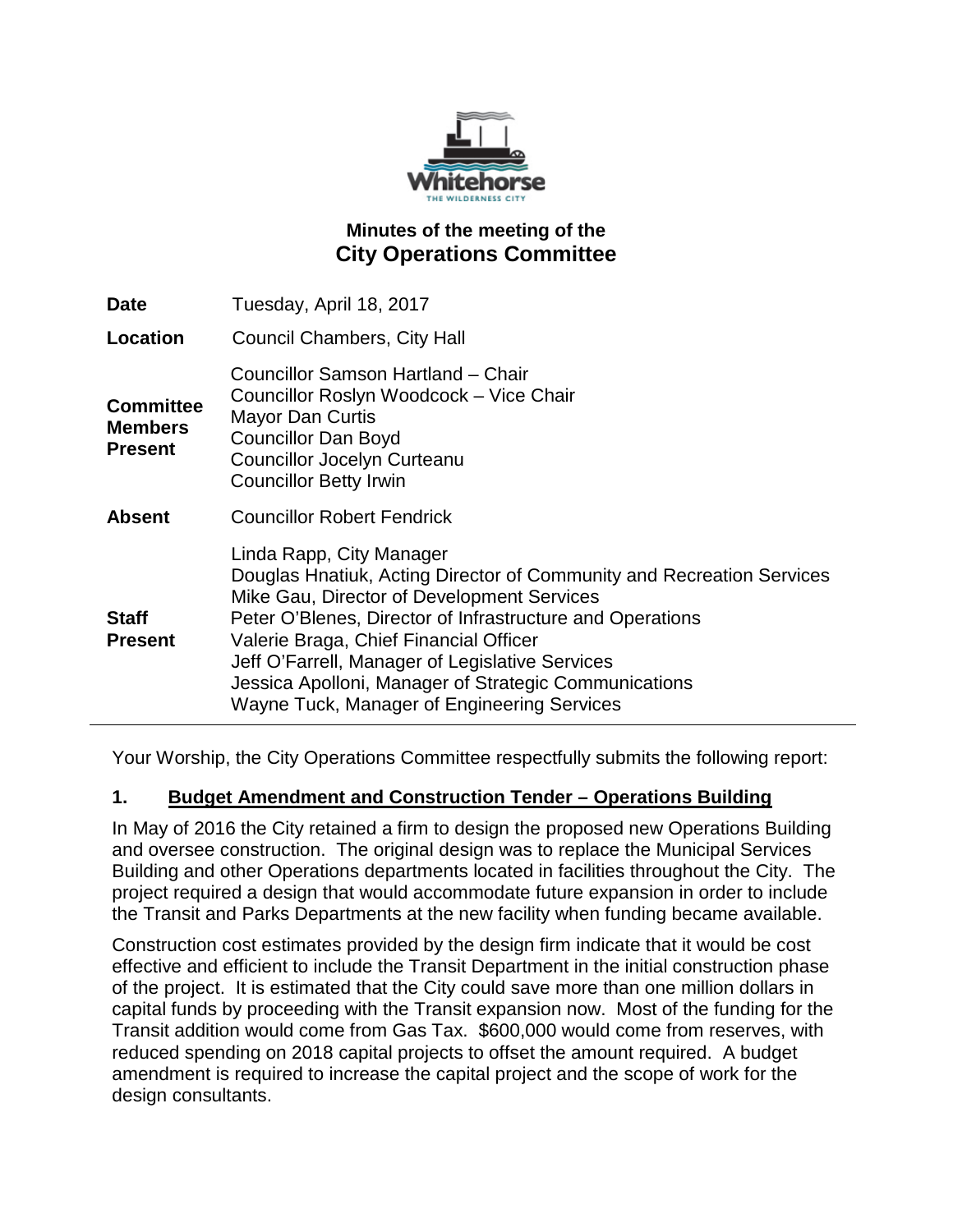# Minutes of the meeting of the
## City Operations Committee

| | |
|---|---|
| **Date** | Tuesday, April 18, 2017 |
| **Location** | Council Chambers, City Hall |
| **Committee Members Present** | Councillor Samson Hartland – Chair<br>Councillor Roslyn Woodcock – Vice Chair<br>Mayor Dan Curtis<br>Councillor Dan Boyd<br>Councillor Jocelyn Curteanu<br>Councillor Betty Irwin |
| **Absent** | Councillor Robert Fendrick |
| **Staff Present** | Linda Rapp, City Manager<br>Douglas Hnatiuk, Acting Director of Community and Recreation Services<br>Mike Gau, Director of Development Services<br>Peter O'Blenes, Director of Infrastructure and Operations<br>Valerie Braga, Chief Financial Officer<br>Jeff O'Farrell, Manager of Legislative Services<br>Jessica Apolloni, Manager of Strategic Communications<br>Wayne Tuck, Manager of Engineering Services |

Your Worship, the City Operations Committee respectfully submits the following report:

### 1. Budget Amendment and Construction Tender – Operations Building

In May of 2016 the City retained a firm to design the proposed new Operations Building and oversee construction. The original design was to replace the Municipal Services Building and other Operations departments located in facilities throughout the City. The project required a design that would accommodate future expansion in order to include the Transit and Parks Departments at the new facility when funding became available.

Construction cost estimates provided by the design firm indicate that it would be cost effective and efficient to include the Transit Department in the initial construction phase of the project. It is estimated that the City could save more than one million dollars in capital funds by proceeding with the Transit expansion now. Most of the funding for the Transit addition would come from Gas Tax. $600,000 would come from reserves, with reduced spending on 2018 capital projects to offset the amount required. A budget amendment is required to increase the capital project and the scope of work for the design consultants.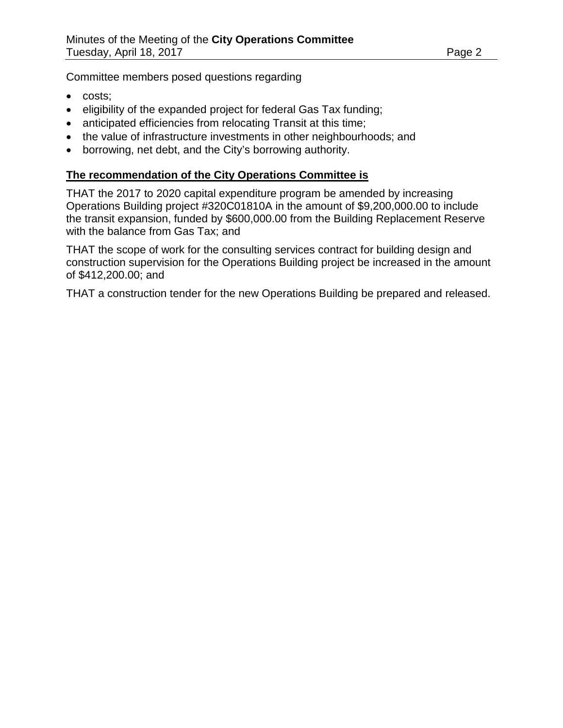Committee members posed questions regarding

- costs;
- eligibility of the expanded project for federal Gas Tax funding;
- anticipated efficiencies from relocating Transit at this time;
- the value of infrastructure investments in other neighbourhoods; and
- borrowing, net debt, and the City's borrowing authority.

**The recommendation of the City Operations Committee is**

THAT the 2017 to 2020 capital expenditure program be amended by increasing Operations Building project #320C01810A in the amount of $9,200,000.00 to include the transit expansion, funded by $600,000.00 from the Building Replacement Reserve with the balance from Gas Tax; and

THAT the scope of work for the consulting services contract for building design and construction supervision for the Operations Building project be increased in the amount of $412,200.00; and

THAT a construction tender for the new Operations Building be prepared and released.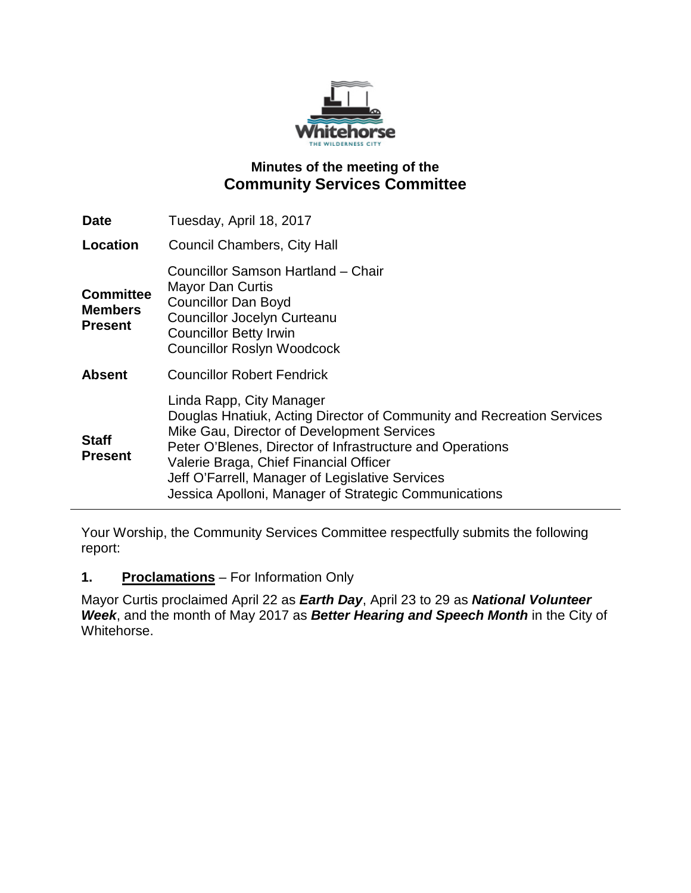# Minutes of the meeting of the
# Community Services Committee

| | |
|---|---|
| **Date** | Tuesday, April 18, 2017 |
| **Location** | Council Chambers, City Hall |
| **Committee Members Present** | Councillor Samson Hartland – Chair<br>Mayor Dan Curtis<br>Councillor Dan Boyd<br>Councillor Jocelyn Curteanu<br>Councillor Betty Irwin<br>Councillor Roslyn Woodcock |
| **Absent** | Councillor Robert Fendrick |
| **Staff Present** | Linda Rapp, City Manager<br>Douglas Hnatiuk, Acting Director of Community and Recreation Services<br>Mike Gau, Director of Development Services<br>Peter O'Blenes, Director of Infrastructure and Operations<br>Valerie Braga, Chief Financial Officer<br>Jeff O'Farrell, Manager of Legislative Services<br>Jessica Apolloni, Manager of Strategic Communications |

Your Worship, the Community Services Committee respectfully submits the following report:

**1. Proclamations** – For Information Only

Mayor Curtis proclaimed April 22 as ***Earth Day***, April 23 to 29 as ***National Volunteer Week***, and the month of May 2017 as ***Better Hearing and Speech Month*** in the City of Whitehorse.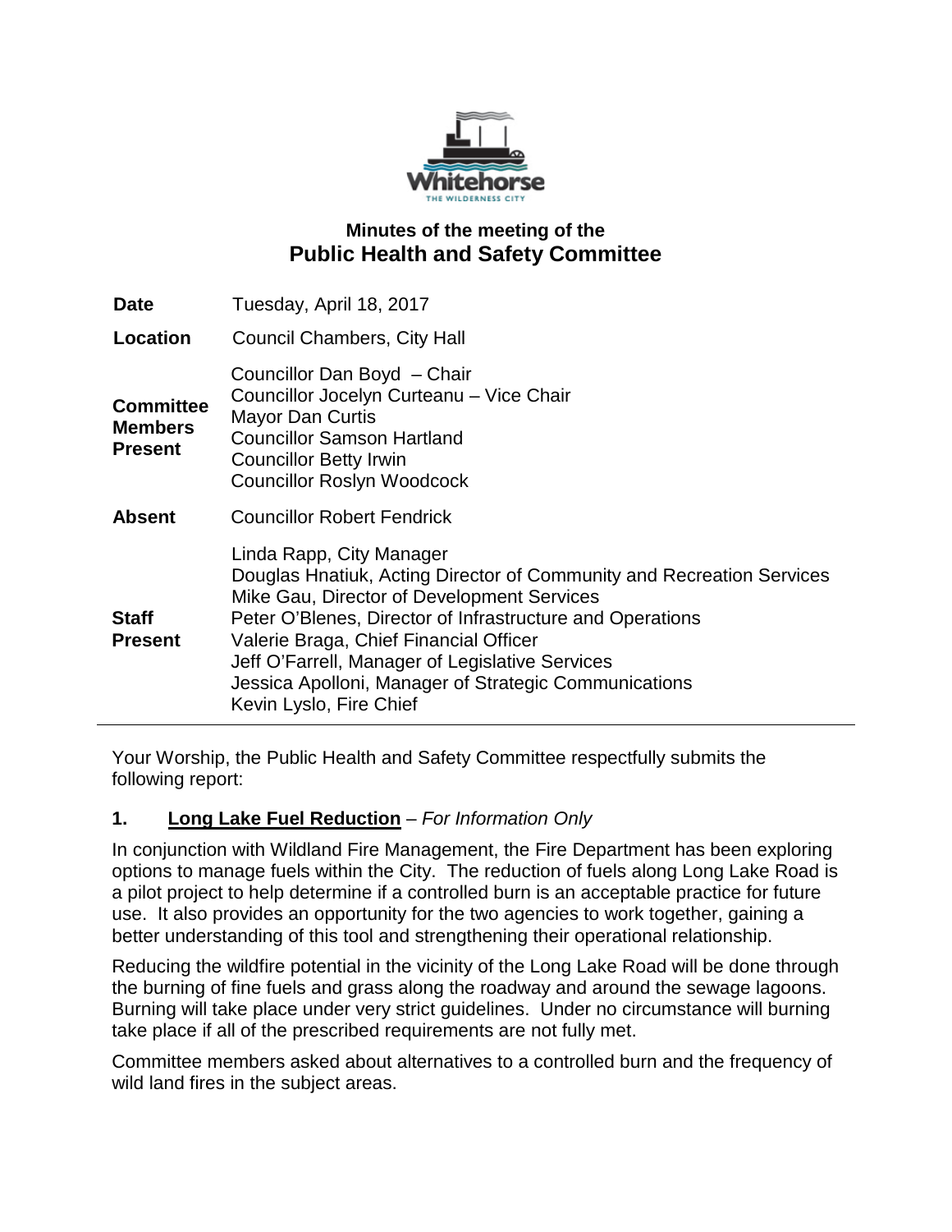## Minutes of the meeting of the
# Public Health and Safety Committee

| | |
|---|---|
| **Date** | Tuesday, April 18, 2017 |
| **Location** | Council Chambers, City Hall |
| **Committee Members Present** | Councillor Dan Boyd – Chair<br>Councillor Jocelyn Curteanu – Vice Chair<br>Mayor Dan Curtis<br>Councillor Samson Hartland<br>Councillor Betty Irwin<br>Councillor Roslyn Woodcock |
| **Absent** | Councillor Robert Fendrick |
| **Staff Present** | Linda Rapp, City Manager<br>Douglas Hnatiuk, Acting Director of Community and Recreation Services<br>Mike Gau, Director of Development Services<br>Peter O'Blenes, Director of Infrastructure and Operations<br>Valerie Braga, Chief Financial Officer<br>Jeff O'Farrell, Manager of Legislative Services<br>Jessica Apolloni, Manager of Strategic Communications<br>Kevin Lyslo, Fire Chief |

Your Worship, the Public Health and Safety Committee respectfully submits the following report:

### 1. **Long Lake Fuel Reduction** – *For Information Only*

In conjunction with Wildland Fire Management, the Fire Department has been exploring options to manage fuels within the City. The reduction of fuels along Long Lake Road is a pilot project to help determine if a controlled burn is an acceptable practice for future use. It also provides an opportunity for the two agencies to work together, gaining a better understanding of this tool and strengthening their operational relationship.

Reducing the wildfire potential in the vicinity of the Long Lake Road will be done through the burning of fine fuels and grass along the roadway and around the sewage lagoons. Burning will take place under very strict guidelines. Under no circumstance will burning take place if all of the prescribed requirements are not fully met.

Committee members asked about alternatives to a controlled burn and the frequency of wild land fires in the subject areas.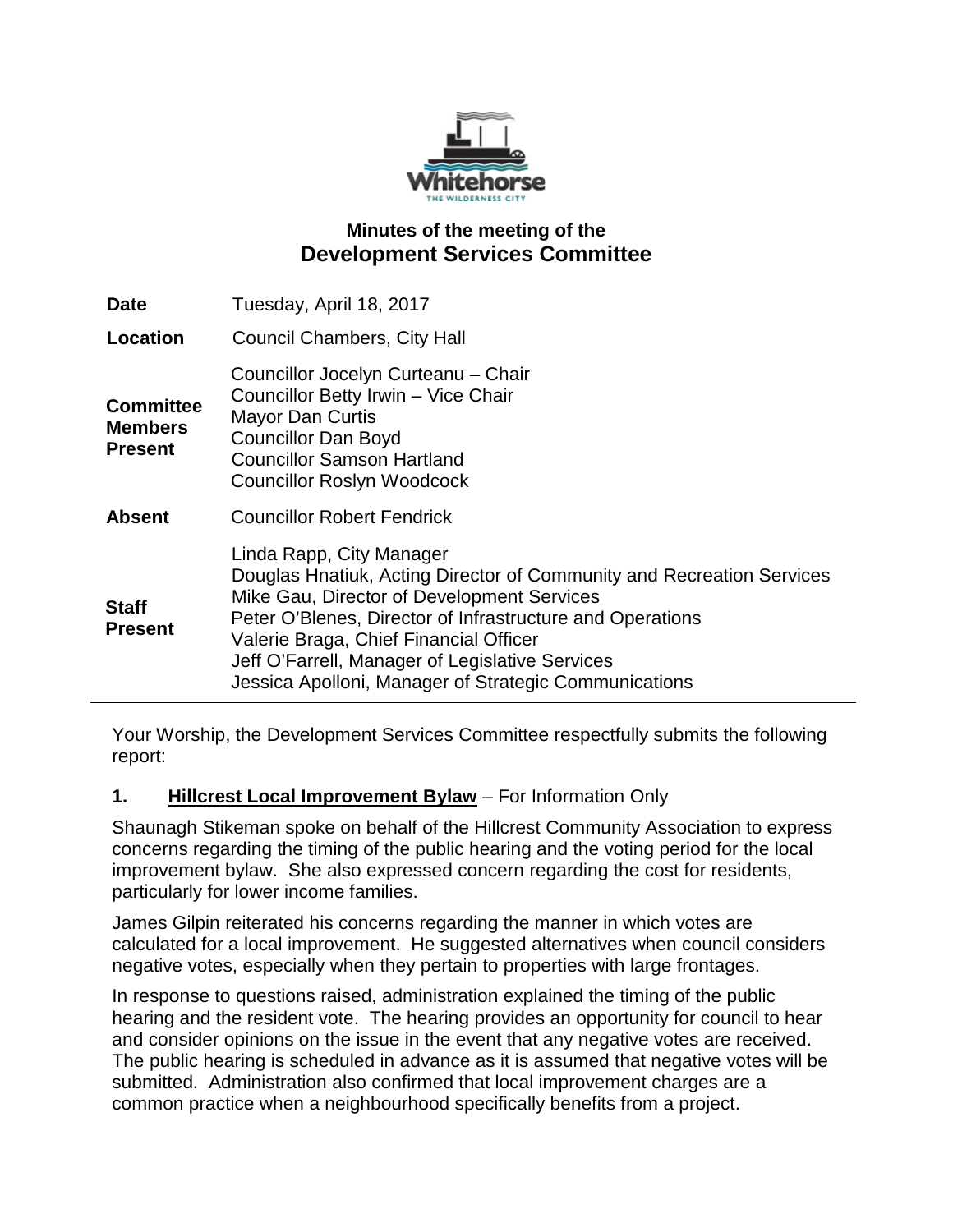# Minutes of the meeting of the
## Development Services Committee

| | |
|---|---|
| **Date** | Tuesday, April 18, 2017 |
| **Location** | Council Chambers, City Hall |
| **Committee Members Present** | Councillor Jocelyn Curteanu – Chair<br>Councillor Betty Irwin – Vice Chair<br>Mayor Dan Curtis<br>Councillor Dan Boyd<br>Councillor Samson Hartland<br>Councillor Roslyn Woodcock |
| **Absent** | Councillor Robert Fendrick |
| **Staff Present** | Linda Rapp, City Manager<br>Douglas Hnatiuk, Acting Director of Community and Recreation Services<br>Mike Gau, Director of Development Services<br>Peter O'Blenes, Director of Infrastructure and Operations<br>Valerie Braga, Chief Financial Officer<br>Jeff O'Farrell, Manager of Legislative Services<br>Jessica Apolloni, Manager of Strategic Communications |

Your Worship, the Development Services Committee respectfully submits the following report:

**1. Hillcrest Local Improvement Bylaw** – For Information Only

Shaunagh Stikeman spoke on behalf of the Hillcrest Community Association to express concerns regarding the timing of the public hearing and the voting period for the local improvement bylaw. She also expressed concern regarding the cost for residents, particularly for lower income families.

James Gilpin reiterated his concerns regarding the manner in which votes are calculated for a local improvement. He suggested alternatives when council considers negative votes, especially when they pertain to properties with large frontages.

In response to questions raised, administration explained the timing of the public hearing and the resident vote. The hearing provides an opportunity for council to hear and consider opinions on the issue in the event that any negative votes are received. The public hearing is scheduled in advance as it is assumed that negative votes will be submitted. Administration also confirmed that local improvement charges are a common practice when a neighbourhood specifically benefits from a project.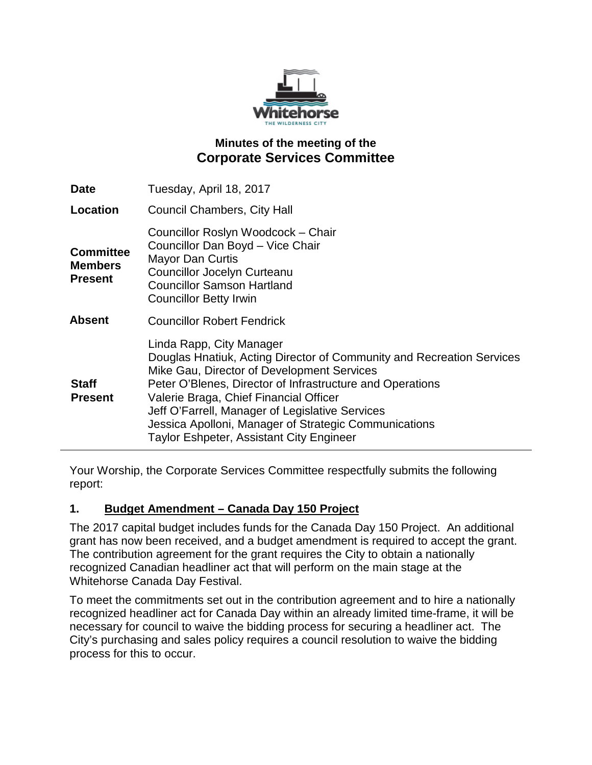# Minutes of the meeting of the
## Corporate Services Committee

| | |
|---|---|
| **Date** | Tuesday, April 18, 2017 |
| **Location** | Council Chambers, City Hall |
| **Committee Members Present** | Councillor Roslyn Woodcock – Chair<br>Councillor Dan Boyd – Vice Chair<br>Mayor Dan Curtis<br>Councillor Jocelyn Curteanu<br>Councillor Samson Hartland<br>Councillor Betty Irwin |
| **Absent** | Councillor Robert Fendrick |
| **Staff Present** | Linda Rapp, City Manager<br>Douglas Hnatiuk, Acting Director of Community and Recreation Services<br>Mike Gau, Director of Development Services<br>Peter O'Blenes, Director of Infrastructure and Operations<br>Valerie Braga, Chief Financial Officer<br>Jeff O'Farrell, Manager of Legislative Services<br>Jessica Apolloni, Manager of Strategic Communications<br>Taylor Eshpeter, Assistant City Engineer |

Your Worship, the Corporate Services Committee respectfully submits the following report:

### 1. Budget Amendment – Canada Day 150 Project

The 2017 capital budget includes funds for the Canada Day 150 Project. An additional grant has now been received, and a budget amendment is required to accept the grant. The contribution agreement for the grant requires the City to obtain a nationally recognized Canadian headliner act that will perform on the main stage at the Whitehorse Canada Day Festival.

To meet the commitments set out in the contribution agreement and to hire a nationally recognized headliner act for Canada Day within an already limited time-frame, it will be necessary for council to waive the bidding process for securing a headliner act. The City's purchasing and sales policy requires a council resolution to waive the bidding process for this to occur.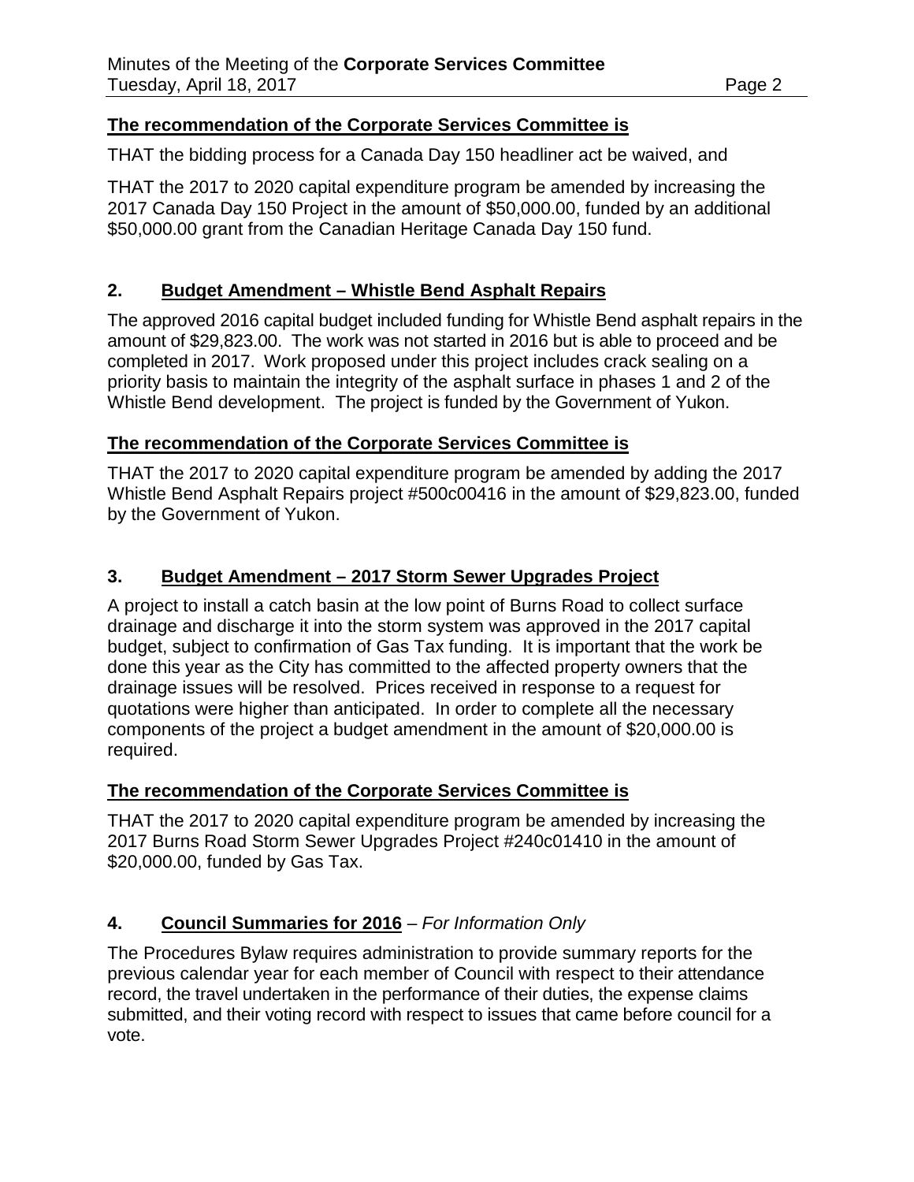**The recommendation of the Corporate Services Committee is**

THAT the bidding process for a Canada Day 150 headliner act be waived, and

THAT the 2017 to 2020 capital expenditure program be amended by increasing the 2017 Canada Day 150 Project in the amount of $50,000.00, funded by an additional $50,000.00 grant from the Canadian Heritage Canada Day 150 fund.

## 2. Budget Amendment – Whistle Bend Asphalt Repairs

The approved 2016 capital budget included funding for Whistle Bend asphalt repairs in the amount of $29,823.00. The work was not started in 2016 but is able to proceed and be completed in 2017. Work proposed under this project includes crack sealing on a priority basis to maintain the integrity of the asphalt surface in phases 1 and 2 of the Whistle Bend development. The project is funded by the Government of Yukon.

**The recommendation of the Corporate Services Committee is**

THAT the 2017 to 2020 capital expenditure program be amended by adding the 2017 Whistle Bend Asphalt Repairs project #500c00416 in the amount of $29,823.00, funded by the Government of Yukon.

## 3. Budget Amendment – 2017 Storm Sewer Upgrades Project

A project to install a catch basin at the low point of Burns Road to collect surface drainage and discharge it into the storm system was approved in the 2017 capital budget, subject to confirmation of Gas Tax funding. It is important that the work be done this year as the City has committed to the affected property owners that the drainage issues will be resolved. Prices received in response to a request for quotations were higher than anticipated. In order to complete all the necessary components of the project a budget amendment in the amount of $20,000.00 is required.

**The recommendation of the Corporate Services Committee is**

THAT the 2017 to 2020 capital expenditure program be amended by increasing the 2017 Burns Road Storm Sewer Upgrades Project #240c01410 in the amount of $20,000.00, funded by Gas Tax.

## 4. Council Summaries for 2016 – *For Information Only*

The Procedures Bylaw requires administration to provide summary reports for the previous calendar year for each member of Council with respect to their attendance record, the travel undertaken in the performance of their duties, the expense claims submitted, and their voting record with respect to issues that came before council for a vote.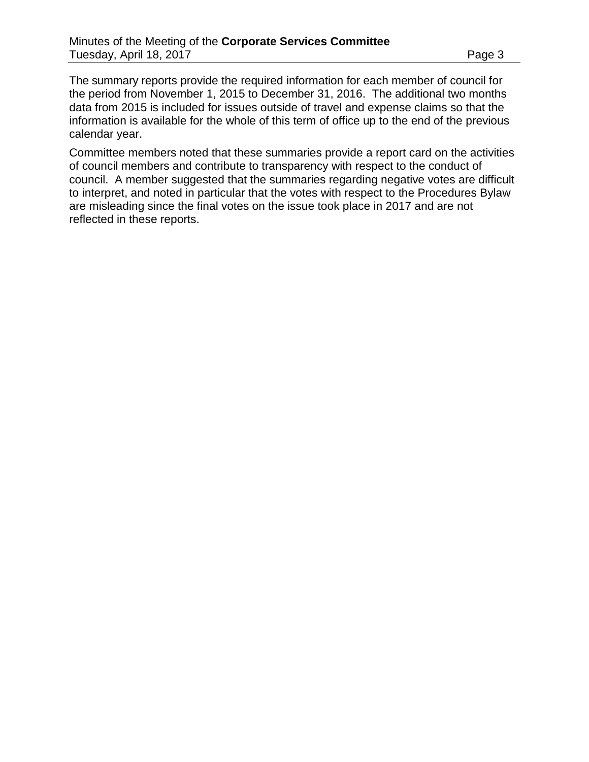The summary reports provide the required information for each member of council for the period from November 1, 2015 to December 31, 2016. The additional two months data from 2015 is included for issues outside of travel and expense claims so that the information is available for the whole of this term of office up to the end of the previous calendar year.

Committee members noted that these summaries provide a report card on the activities of council members and contribute to transparency with respect to the conduct of council. A member suggested that the summaries regarding negative votes are difficult to interpret, and noted in particular that the votes with respect to the Procedures Bylaw are misleading since the final votes on the issue took place in 2017 and are not reflected in these reports.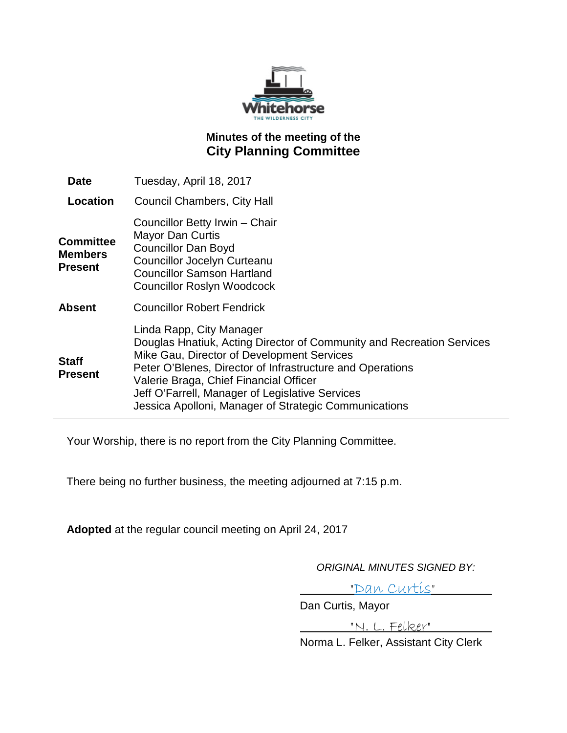Whitehorse

THE WILDERNESS CITY

# Minutes of the meeting of the
# City Planning Committee

| | |
|---|---|
| **Date** | Tuesday, April 18, 2017 |
| **Location** | Council Chambers, City Hall |
| **Committee Members Present** | Councillor Betty Irwin – Chair<br>Mayor Dan Curtis<br>Councillor Dan Boyd<br>Councillor Jocelyn Curteanu<br>Councillor Samson Hartland<br>Councillor Roslyn Woodcock |
| **Absent** | Councillor Robert Fendrick |
| **Staff Present** | Linda Rapp, City Manager<br>Douglas Hnatiuk, Acting Director of Community and Recreation Services<br>Mike Gau, Director of Development Services<br>Peter O'Blenes, Director of Infrastructure and Operations<br>Valerie Braga, Chief Financial Officer<br>Jeff O'Farrell, Manager of Legislative Services<br>Jessica Apolloni, Manager of Strategic Communications |

---

Your Worship, there is no report from the City Planning Committee.

There being no further business, the meeting adjourned at 7:15 p.m.

**Adopted** at the regular council meeting on April 24, 2017

*ORIGINAL MINUTES SIGNED BY:*

"Dan Curtis"

Dan Curtis, Mayor

"N. L. Felker"

Norma L. Felker, Assistant City Clerk